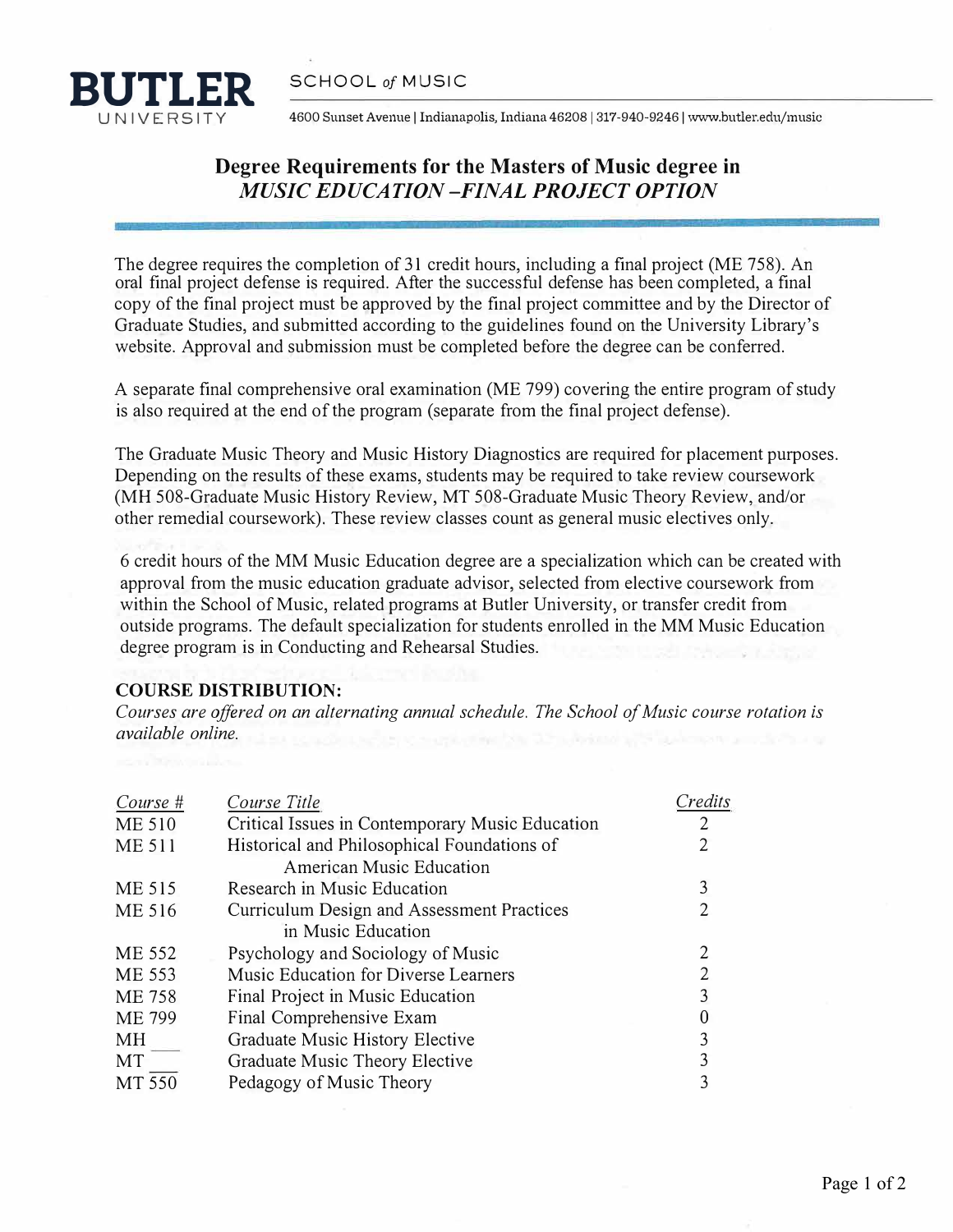**BUTLER** UNIVERSITY

SCHOOL *of* MUSIC

4600 Sunset Avenue | Indianapolis, Indiana 46208 | 317-940-9246 | www.butler.edu/music

# Degree Requirements for the Masters of Music degree in *MUSIC EDUCATION –FINAL PROJECT OPTION*

The degree requires the completion of 31 credit hours, including a final project (ME 758). An oral final project defense is required. After the successful defense has been completed, a final copy of the final project must be approved by the final project committee and by the Director of Graduate Studies, and submitted according to the guidelines found on the University Library's website. Approval and submission must be completed before the degree can be conferred.

A separate final comprehensive oral examination (ME 799) covering the entire program of study is also required at the end of the program (separate from the final project defense).

The Graduate Music Theory and Music History Diagnostics are required for placement purposes. Depending on the results of these exams, students may be required to take review coursework (MH 508-Graduate Music History Review, MT 508-Graduate Music Theory Review, and/or other remedial coursework). These review classes count as general music electives only.

6 credit hours of the MM Music Education degree are a specialization which can be created with approval from the music education graduate advisor, selected from elective coursework from within the School of Music, related programs at Butler University, or transfer credit from outside programs. The default specialization for students enrolled in the MM Music Education degree program is in Conducting and Rehearsal Studies.

**COURSE DISTRIBUTION:**

*Courses are offered on an alternating annual schedule. The School of Music course rotation is available online.*

| Course # | Course Title | Credits |
|---|---|---|
| ME 510 | Critical Issues in Contemporary Music Education | 2 |
| ME 511 | Historical and Philosophical Foundations of American Music Education | 2 |
| ME 515 | Research in Music Education | 3 |
| ME 516 | Curriculum Design and Assessment Practices in Music Education | 2 |
| ME 552 | Psychology and Sociology of Music | 2 |
| ME 553 | Music Education for Diverse Learners | 2 |
| ME 758 | Final Project in Music Education | 3 |
| ME 799 | Final Comprehensive Exam | 0 |
| MH ___ | Graduate Music History Elective | 3 |
| MT ___ | Graduate Music Theory Elective | 3 |
| MT 550 | Pedagogy of Music Theory | 3 |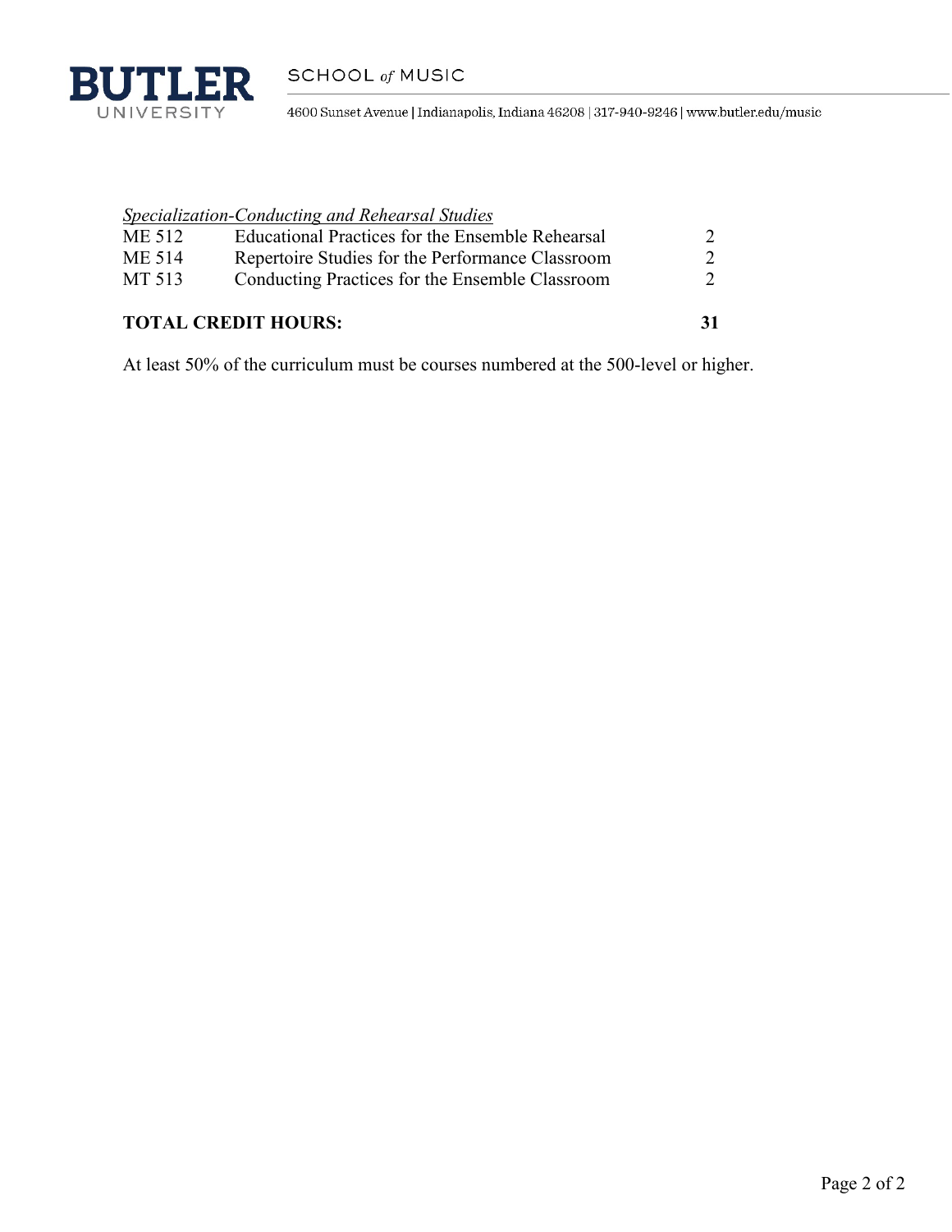*Specialization-Conducting and Rehearsal Studies*

| | | |
|---|---|---|
| ME 512 | Educational Practices for the Ensemble Rehearsal | 2 |
| ME 514 | Repertoire Studies for the Performance Classroom | 2 |
| MT 513 | Conducting Practices for the Ensemble Classroom | 2 |
| **TOTAL CREDIT HOURS:** | | **31** |

At least 50% of the curriculum must be courses numbered at the 500-level or higher.